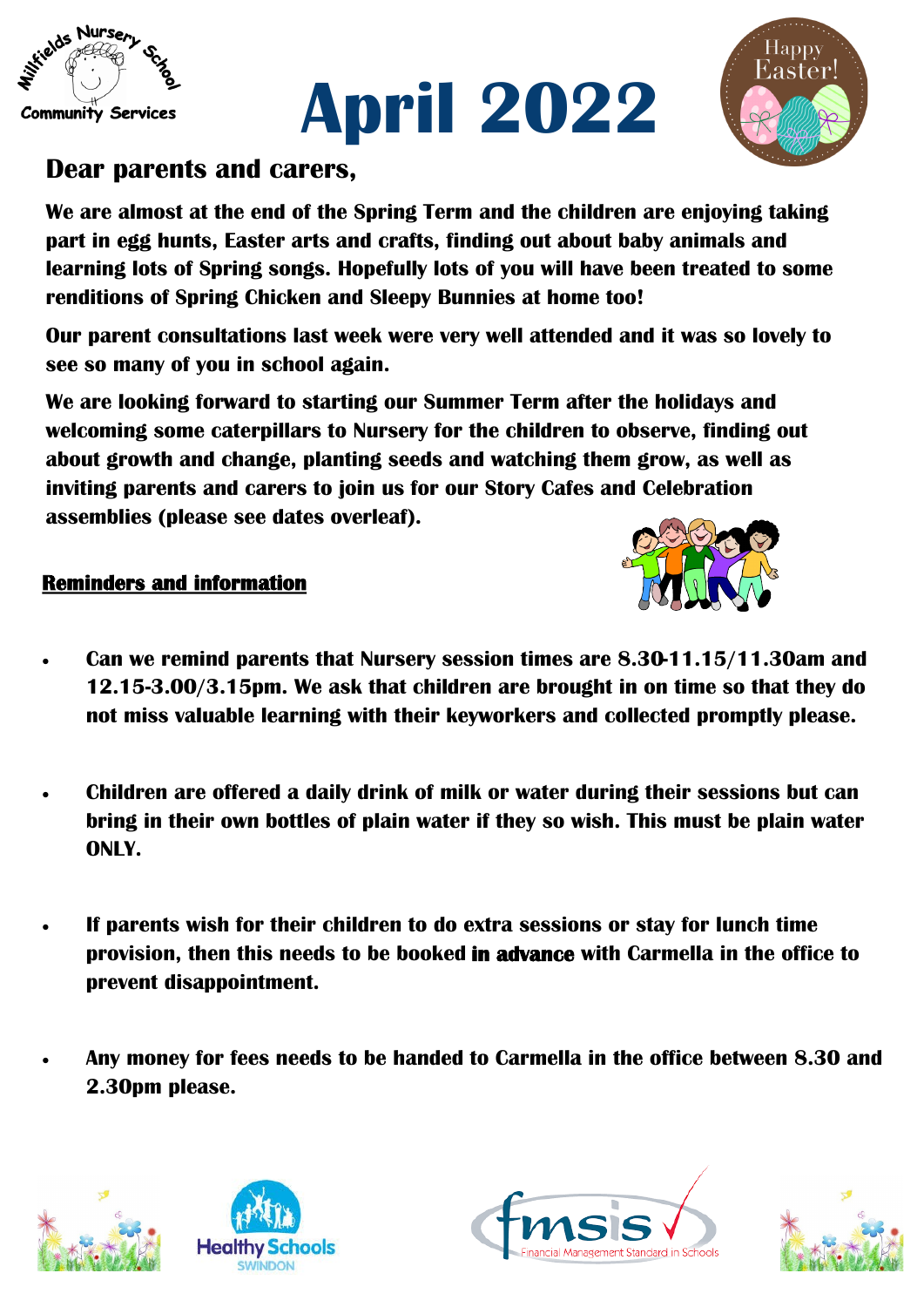Millfields Nursery School Community Services

# April 2022

Happy Easter!

## Dear parents and carers,

**We are almost at the end of the Spring Term and the children are enjoying taking part in egg hunts, Easter arts and crafts, finding out about baby animals and learning lots of Spring songs. Hopefully lots of you will have been treated to some renditions of Spring Chicken and Sleepy Bunnies at home too!**

**Our parent consultations last week were very well attended and it was so lovely to see so many of you in school again.**

**We are looking forward to starting our Summer Term after the holidays and welcoming some caterpillars to Nursery for the children to observe, finding out about growth and change, planting seeds and watching them grow, as well as inviting parents and carers to join us for our Story Cafes and Celebration assemblies (please see dates overleaf).**

### Reminders and information

- **Can we remind parents that Nursery session times are 8.30-11.15/11.30am and 12.15-3.00/3.15pm. We ask that children are brought in on time so that they do not miss valuable learning with their keyworkers and collected promptly please.**

- **Children are offered a daily drink of milk or water during their sessions but can bring in their own bottles of plain water if they so wish. This must be plain water ONLY.**

- **If parents wish for their children to do extra sessions or stay for lunch time provision, then this needs to be booked in advance with Carmella in the office to prevent disappointment.**

- **Any money for fees needs to be handed to Carmella in the office between 8.30 and 2.30pm please.**

Healthy Schools SWINDON

fmsis Financial Management Standard in Schools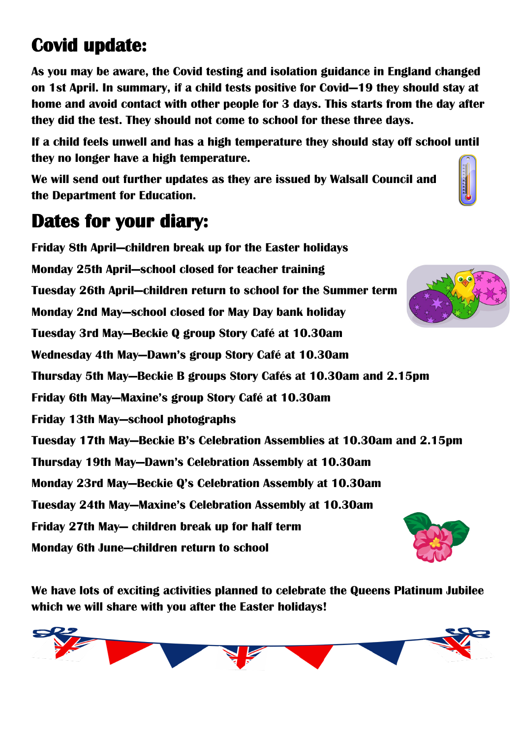## Covid update:

**As you may be aware, the Covid testing and isolation guidance in England changed on 1st April. In summary, if a child tests positive for Covid—19 they should stay at home and avoid contact with other people for 3 days. This starts from the day after they did the test. They should not come to school for these three days.**

**If a child feels unwell and has a high temperature they should stay off school until they no longer have a high temperature.**

**We will send out further updates as they are issued by Walsall Council and the Department for Education.**

## Dates for your diary:

**Friday 8th April—children break up for the Easter holidays**

**Monday 25th April—school closed for teacher training**

**Tuesday 26th April—children return to school for the Summer term**

**Monday 2nd May—school closed for May Day bank holiday**

**Tuesday 3rd May—Beckie Q group Story Café at 10.30am**

**Wednesday 4th May—Dawn's group Story Café at 10.30am**

**Thursday 5th May—Beckie B groups Story Cafés at 10.30am and 2.15pm**

**Friday 6th May—Maxine's group Story Café at 10.30am**

**Friday 13th May—school photographs**

**Tuesday 17th May—Beckie B's Celebration Assemblies at 10.30am and 2.15pm**

**Thursday 19th May—Dawn's Celebration Assembly at 10.30am**

**Monday 23rd May—Beckie Q's Celebration Assembly at 10.30am**

**Tuesday 24th May—Maxine's Celebration Assembly at 10.30am**

**Friday 27th May— children break up for half term**

**Monday 6th June—children return to school**

**We have lots of exciting activities planned to celebrate the Queens Platinum Jubilee which we will share with you after the Easter holidays!**